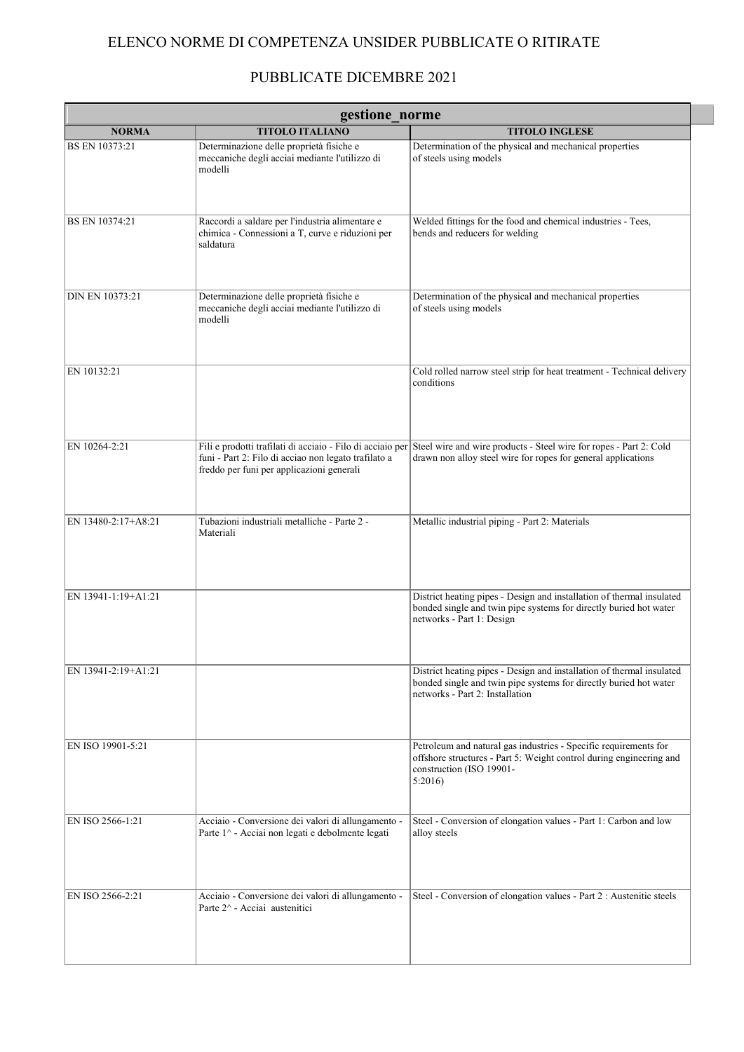# ELENCO NORME DI COMPETENZA UNSIDER PUBBLICATE O RITIRATE

## PUBBLICATE DICEMBRE 2021

| gestione_norme | | |
|---|---|---|
| **NORMA** | **TITOLO ITALIANO** | **TITOLO INGLESE** |
| BS EN 10373:21 | Determinazione delle proprietà fisiche e meccaniche degli acciai mediante l'utilizzo di modelli | Determination of the physical and mechanical properties of steels using models |
| BS EN 10374:21 | Raccordi a saldare per l'industria alimentare e chimica - Connessioni a T, curve e riduzioni per saldatura | Welded fittings for the food and chemical industries - Tees, bends and reducers for welding |
| DIN EN 10373:21 | Determinazione delle proprietà fisiche e meccaniche degli acciai mediante l'utilizzo di modelli | Determination of the physical and mechanical properties of steels using models |
| EN 10132:21 | | Cold rolled narrow steel strip for heat treatment - Technical delivery conditions |
| EN 10264-2:21 | Fili e prodotti trafilati di acciaio - Filo di acciaio per funi - Part 2: Filo di acciao non legato trafilato a freddo per funi per applicazioni generali | Steel wire and wire products - Steel wire for ropes - Part 2: Cold drawn non alloy steel wire for ropes for general applications |
| EN 13480-2:17+A8:21 | Tubazioni industriali metalliche - Parte 2 - Materiali | Metallic industrial piping - Part 2: Materials |
| EN 13941-1:19+A1:21 | | District heating pipes - Design and installation of thermal insulated bonded single and twin pipe systems for directly buried hot water networks - Part 1: Design |
| EN 13941-2:19+A1:21 | | District heating pipes - Design and installation of thermal insulated bonded single and twin pipe systems for directly buried hot water networks - Part 2: Installation |
| EN ISO 19901-5:21 | | Petroleum and natural gas industries - Specific requirements for offshore structures - Part 5: Weight control during engineering and construction (ISO 19901-5:2016) |
| EN ISO 2566-1:21 | Acciaio - Conversione dei valori di allungamento - Parte 1^ - Acciai non legati e debolmente legati | Steel - Conversion of elongation values - Part 1: Carbon and low alloy steels |
| EN ISO 2566-2:21 | Acciaio - Conversione dei valori di allungamento - Parte 2^ - Acciai austenitici | Steel - Conversion of elongation values - Part 2 : Austenitic steels |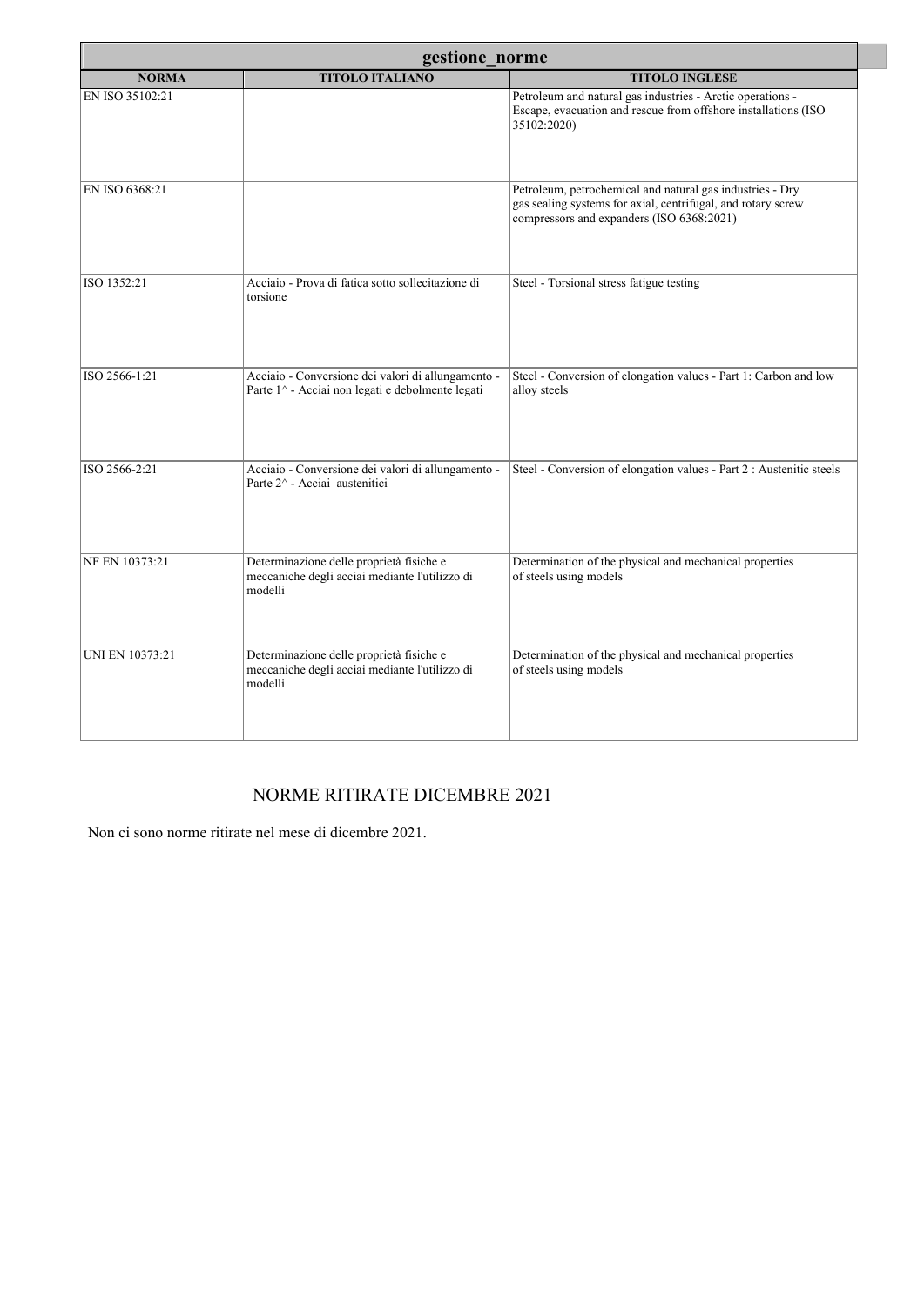| gestione_norme | | |
|---|---|---|
| **NORMA** | **TITOLO ITALIANO** | **TITOLO INGLESE** |
| EN ISO 35102:21 | | Petroleum and natural gas industries - Arctic operations - Escape, evacuation and rescue from offshore installations (ISO 35102:2020) |
| EN ISO 6368:21 | | Petroleum, petrochemical and natural gas industries - Dry gas sealing systems for axial, centrifugal, and rotary screw compressors and expanders (ISO 6368:2021) |
| ISO 1352:21 | Acciaio - Prova di fatica sotto sollecitazione di torsione | Steel - Torsional stress fatigue testing |
| ISO 2566-1:21 | Acciaio - Conversione dei valori di allungamento - Parte 1^ - Acciai non legati e debolmente legati | Steel - Conversion of elongation values - Part 1: Carbon and low alloy steels |
| ISO 2566-2:21 | Acciaio - Conversione dei valori di allungamento - Parte 2^ - Acciai austenitici | Steel - Conversion of elongation values - Part 2 : Austenitic steels |
| NF EN 10373:21 | Determinazione delle proprietà fisiche e meccaniche degli acciai mediante l'utilizzo di modelli | Determination of the physical and mechanical properties of steels using models |
| UNI EN 10373:21 | Determinazione delle proprietà fisiche e meccaniche degli acciai mediante l'utilizzo di modelli | Determination of the physical and mechanical properties of steels using models |

## NORME RITIRATE DICEMBRE 2021

Non ci sono norme ritirate nel mese di dicembre 2021.